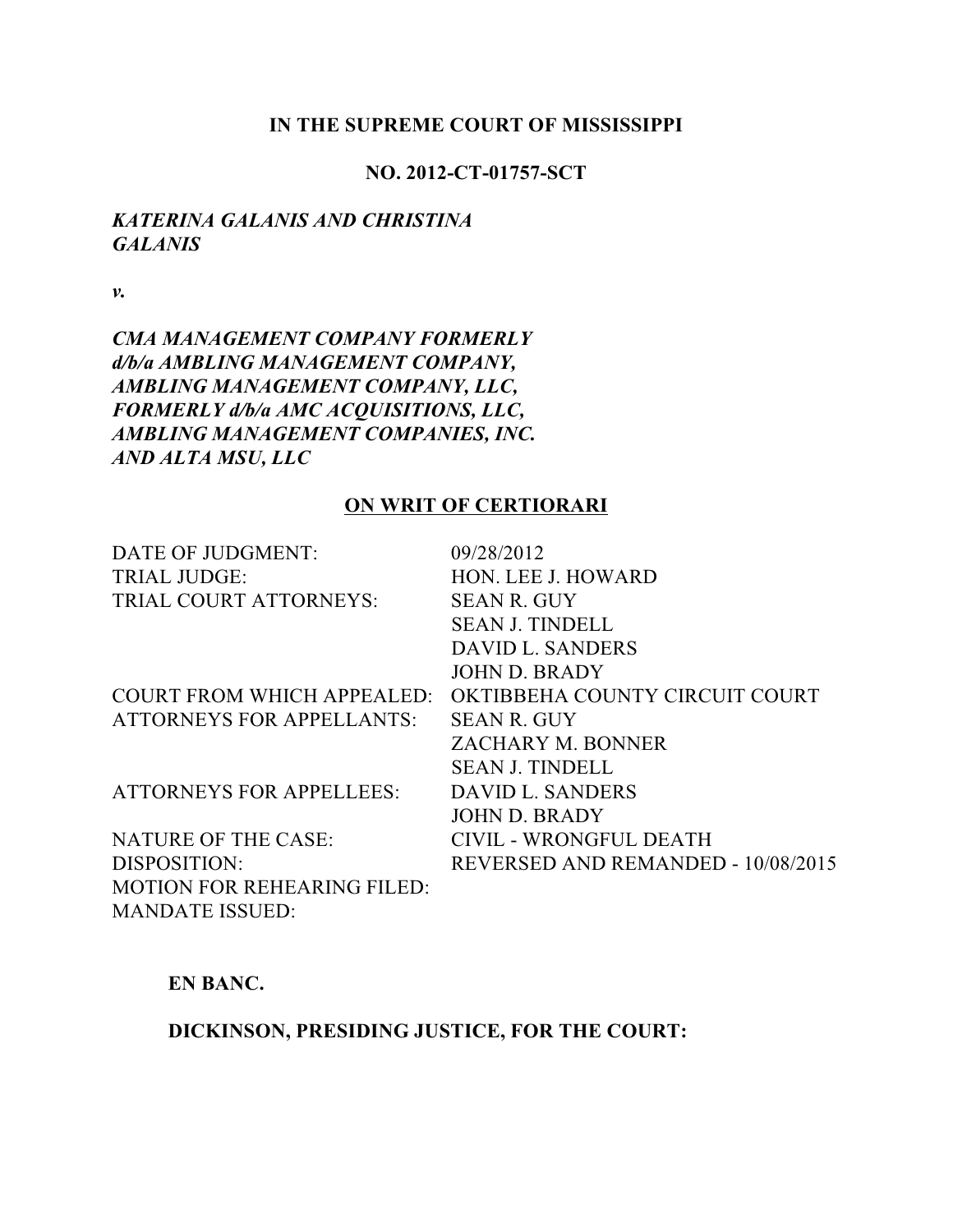**IN THE SUPREME COURT OF MISSISSIPPI**

**NO. 2012-CT-01757-SCT**

***KATERINA GALANIS AND CHRISTINA GALANIS***

***v.***

***CMA MANAGEMENT COMPANY FORMERLY d/b/a AMBLING MANAGEMENT COMPANY, AMBLING MANAGEMENT COMPANY, LLC, FORMERLY d/b/a AMC ACQUISITIONS, LLC, AMBLING MANAGEMENT COMPANIES, INC. AND ALTA MSU, LLC***

**ON WRIT OF CERTIORARI**

| | |
|---|---|
| DATE OF JUDGMENT: | 09/28/2012 |
| TRIAL JUDGE: | HON. LEE J. HOWARD |
| TRIAL COURT ATTORNEYS: | SEAN R. GUY<br>SEAN J. TINDELL<br>DAVID L. SANDERS<br>JOHN D. BRADY |
| COURT FROM WHICH APPEALED: | OKTIBBEHA COUNTY CIRCUIT COURT |
| ATTORNEYS FOR APPELLANTS: | SEAN R. GUY<br>ZACHARY M. BONNER<br>SEAN J. TINDELL |
| ATTORNEYS FOR APPELLEES: | DAVID L. SANDERS<br>JOHN D. BRADY |
| NATURE OF THE CASE: | CIVIL - WRONGFUL DEATH |
| DISPOSITION: | REVERSED AND REMANDED - 10/08/2015 |
| MOTION FOR REHEARING FILED: | |
| MANDATE ISSUED: | |

**EN BANC.**

**DICKINSON, PRESIDING JUSTICE, FOR THE COURT:**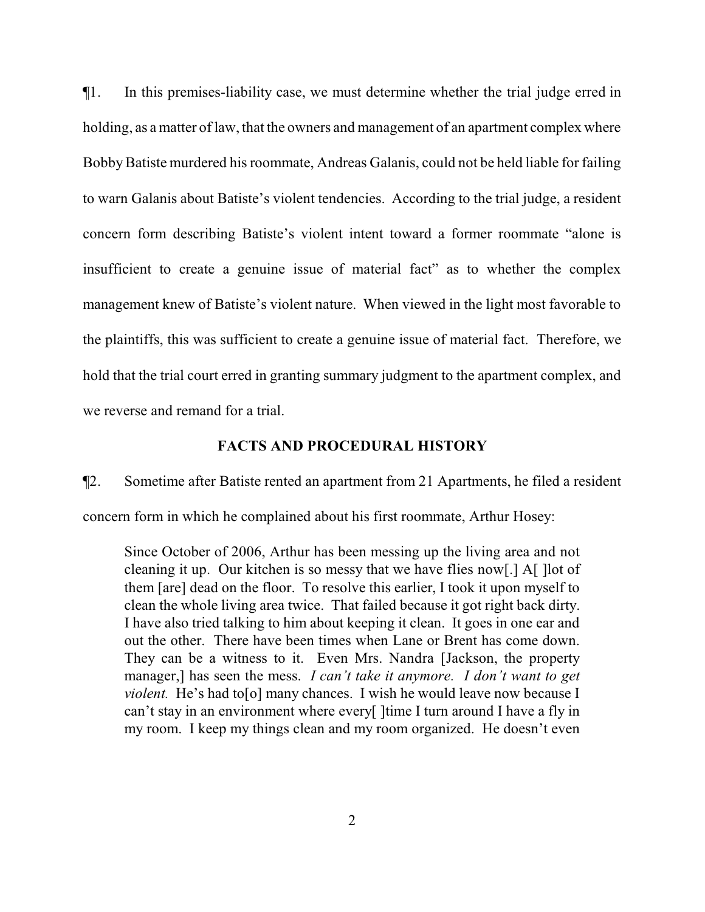¶1. In this premises-liability case, we must determine whether the trial judge erred in holding, as a matter of law, that the owners and management of an apartment complex where Bobby Batiste murdered his roommate, Andreas Galanis, could not be held liable for failing to warn Galanis about Batiste's violent tendencies. According to the trial judge, a resident concern form describing Batiste's violent intent toward a former roommate "alone is insufficient to create a genuine issue of material fact" as to whether the complex management knew of Batiste's violent nature. When viewed in the light most favorable to the plaintiffs, this was sufficient to create a genuine issue of material fact. Therefore, we hold that the trial court erred in granting summary judgment to the apartment complex, and we reverse and remand for a trial.

## FACTS AND PROCEDURAL HISTORY

¶2. Sometime after Batiste rented an apartment from 21 Apartments, he filed a resident concern form in which he complained about his first roommate, Arthur Hosey:

> Since October of 2006, Arthur has been messing up the living area and not cleaning it up. Our kitchen is so messy that we have flies now[.] A[ ]lot of them [are] dead on the floor. To resolve this earlier, I took it upon myself to clean the whole living area twice. That failed because it got right back dirty. I have also tried talking to him about keeping it clean. It goes in one ear and out the other. There have been times when Lane or Brent has come down. They can be a witness to it. Even Mrs. Nandra [Jackson, the property manager,] has seen the mess. *I can't take it anymore. I don't want to get violent.* He's had to[o] many chances. I wish he would leave now because I can't stay in an environment where every[ ]time I turn around I have a fly in my room. I keep my things clean and my room organized. He doesn't even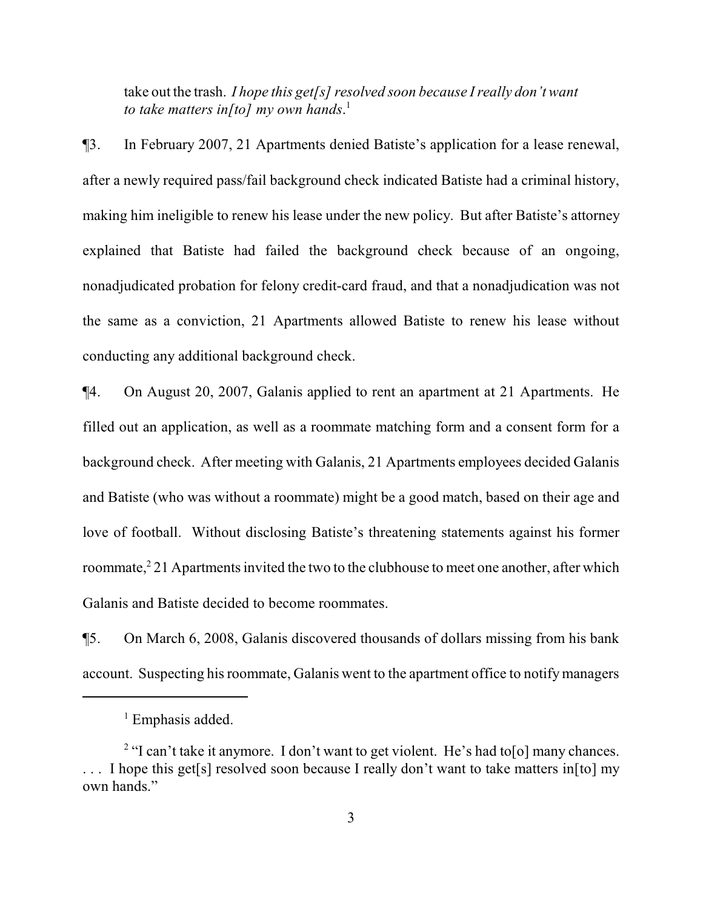take out the trash. *I hope this get[s] resolved soon because I really don't want to take matters in[to] my own hands*.[1]

¶3. In February 2007, 21 Apartments denied Batiste's application for a lease renewal, after a newly required pass/fail background check indicated Batiste had a criminal history, making him ineligible to renew his lease under the new policy. But after Batiste's attorney explained that Batiste had failed the background check because of an ongoing, nonadjudicated probation for felony credit-card fraud, and that a nonadjudication was not the same as a conviction, 21 Apartments allowed Batiste to renew his lease without conducting any additional background check.

¶4. On August 20, 2007, Galanis applied to rent an apartment at 21 Apartments. He filled out an application, as well as a roommate matching form and a consent form for a background check. After meeting with Galanis, 21 Apartments employees decided Galanis and Batiste (who was without a roommate) might be a good match, based on their age and love of football. Without disclosing Batiste's threatening statements against his former roommate,[2] 21 Apartments invited the two to the clubhouse to meet one another, after which Galanis and Batiste decided to become roommates.

¶5. On March 6, 2008, Galanis discovered thousands of dollars missing from his bank account. Suspecting his roommate, Galanis went to the apartment office to notify managers

---

[1] Emphasis added.

[2] "I can't take it anymore. I don't want to get violent. He's had to[o] many chances. . . . I hope this get[s] resolved soon because I really don't want to take matters in[to] my own hands."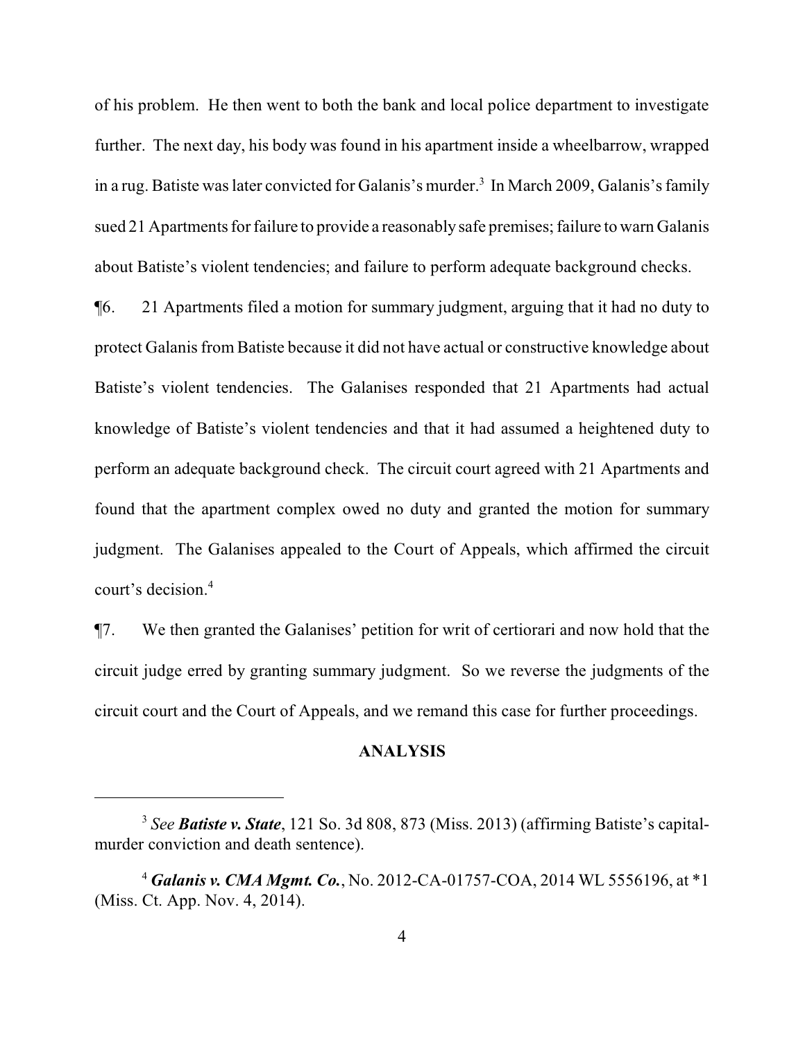of his problem. He then went to both the bank and local police department to investigate further. The next day, his body was found in his apartment inside a wheelbarrow, wrapped in a rug. Batiste was later convicted for Galanis's murder.[3] In March 2009, Galanis's family sued 21 Apartments for failure to provide a reasonably safe premises; failure to warn Galanis about Batiste's violent tendencies; and failure to perform adequate background checks.

¶6. 21 Apartments filed a motion for summary judgment, arguing that it had no duty to protect Galanis from Batiste because it did not have actual or constructive knowledge about Batiste's violent tendencies. The Galanises responded that 21 Apartments had actual knowledge of Batiste's violent tendencies and that it had assumed a heightened duty to perform an adequate background check. The circuit court agreed with 21 Apartments and found that the apartment complex owed no duty and granted the motion for summary judgment. The Galanises appealed to the Court of Appeals, which affirmed the circuit court's decision.[4]

¶7. We then granted the Galanises' petition for writ of certiorari and now hold that the circuit judge erred by granting summary judgment. So we reverse the judgments of the circuit court and the Court of Appeals, and we remand this case for further proceedings.

## ANALYSIS

---

[3] *See* ***Batiste v. State***, 121 So. 3d 808, 873 (Miss. 2013) (affirming Batiste's capital-murder conviction and death sentence).

[4] ***Galanis v. CMA Mgmt. Co.***, No. 2012-CA-01757-COA, 2014 WL 5556196, at *1 (Miss. Ct. App. Nov. 4, 2014).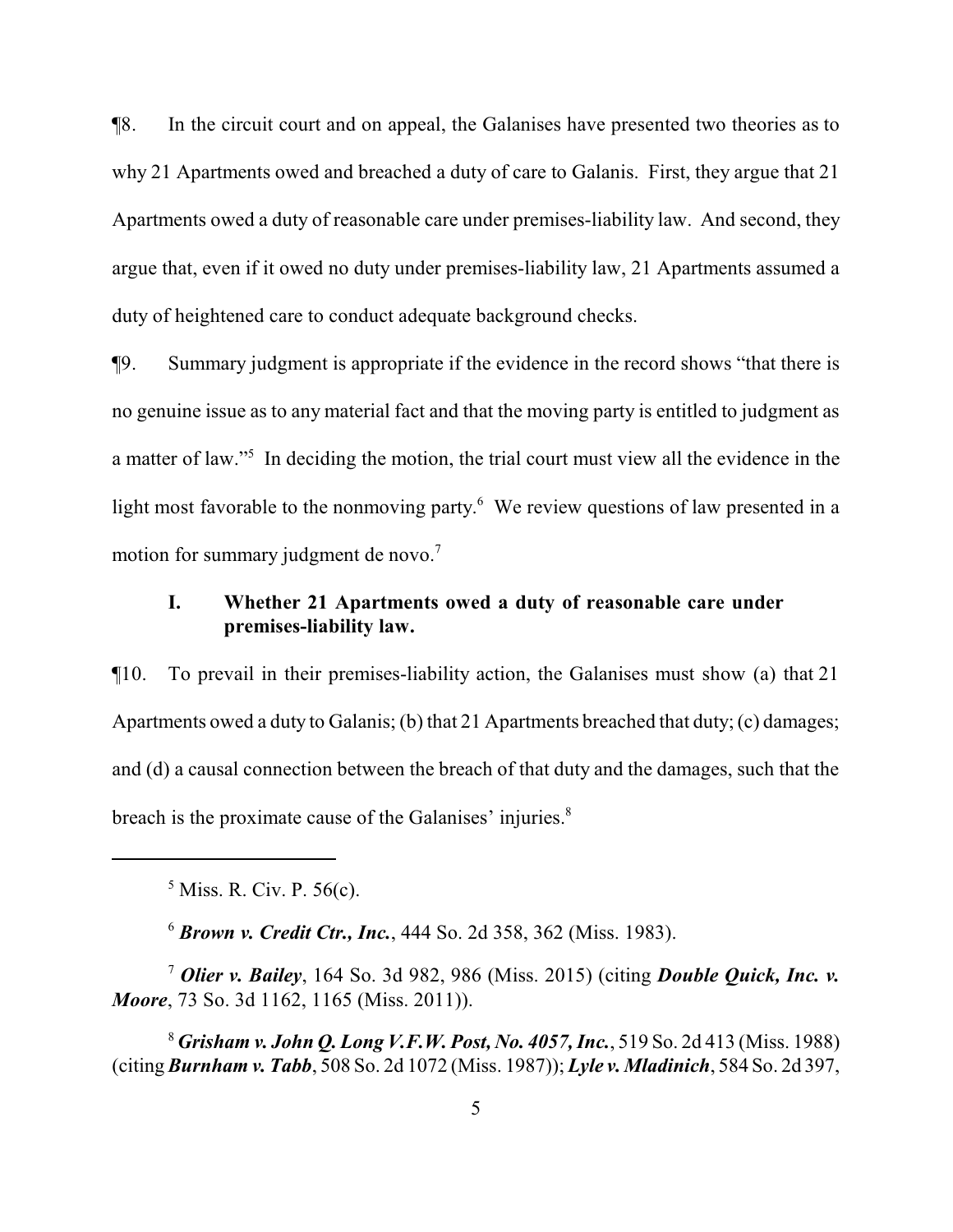¶8. In the circuit court and on appeal, the Galanises have presented two theories as to why 21 Apartments owed and breached a duty of care to Galanis. First, they argue that 21 Apartments owed a duty of reasonable care under premises-liability law. And second, they argue that, even if it owed no duty under premises-liability law, 21 Apartments assumed a duty of heightened care to conduct adequate background checks.

¶9. Summary judgment is appropriate if the evidence in the record shows "that there is no genuine issue as to any material fact and that the moving party is entitled to judgment as a matter of law."[5] In deciding the motion, the trial court must view all the evidence in the light most favorable to the nonmoving party.[6] We review questions of law presented in a motion for summary judgment de novo.[7]

### I. Whether 21 Apartments owed a duty of reasonable care under premises-liability law.

¶10. To prevail in their premises-liability action, the Galanises must show (a) that 21 Apartments owed a duty to Galanis; (b) that 21 Apartments breached that duty; (c) damages; and (d) a causal connection between the breach of that duty and the damages, such that the breach is the proximate cause of the Galanises' injuries.[8]

---

[5] Miss. R. Civ. P. 56(c).

[6] ***Brown v. Credit Ctr., Inc.***, 444 So. 2d 358, 362 (Miss. 1983).

[7] ***Olier v. Bailey***, 164 So. 3d 982, 986 (Miss. 2015) (citing ***Double Quick, Inc. v. Moore***, 73 So. 3d 1162, 1165 (Miss. 2011)).

[8] ***Grisham v. John Q. Long V.F.W. Post, No. 4057, Inc.***, 519 So. 2d 413 (Miss. 1988) (citing ***Burnham v. Tabb***, 508 So. 2d 1072 (Miss. 1987)); ***Lyle v. Mladinich***, 584 So. 2d 397,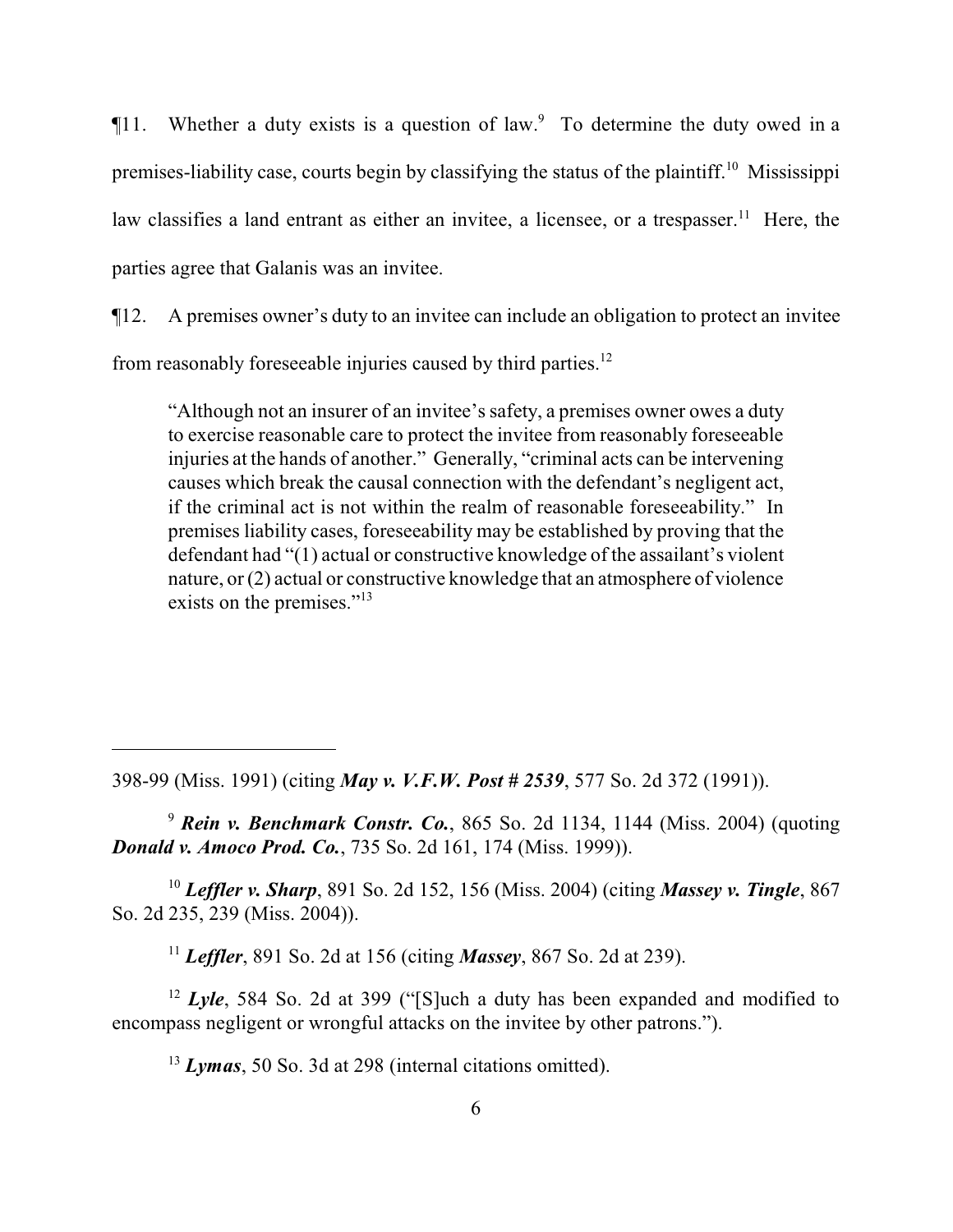¶11. Whether a duty exists is a question of law.[9] To determine the duty owed in a premises-liability case, courts begin by classifying the status of the plaintiff.[10] Mississippi law classifies a land entrant as either an invitee, a licensee, or a trespasser.[11] Here, the parties agree that Galanis was an invitee.

¶12. A premises owner's duty to an invitee can include an obligation to protect an invitee from reasonably foreseeable injuries caused by third parties.[12]

> "Although not an insurer of an invitee's safety, a premises owner owes a duty to exercise reasonable care to protect the invitee from reasonably foreseeable injuries at the hands of another." Generally, "criminal acts can be intervening causes which break the causal connection with the defendant's negligent act, if the criminal act is not within the realm of reasonable foreseeability." In premises liability cases, foreseeability may be established by proving that the defendant had "(1) actual or constructive knowledge of the assailant's violent nature, or (2) actual or constructive knowledge that an atmosphere of violence exists on the premises."[13]

---

398-99 (Miss. 1991) (citing ***May v. V.F.W. Post # 2539***, 577 So. 2d 372 (1991)).

[9] ***Rein v. Benchmark Constr. Co.***, 865 So. 2d 1134, 1144 (Miss. 2004) (quoting ***Donald v. Amoco Prod. Co.***, 735 So. 2d 161, 174 (Miss. 1999)).

[10] ***Leffler v. Sharp***, 891 So. 2d 152, 156 (Miss. 2004) (citing ***Massey v. Tingle***, 867 So. 2d 235, 239 (Miss. 2004)).

[11] ***Leffler***, 891 So. 2d at 156 (citing ***Massey***, 867 So. 2d at 239).

[12] ***Lyle***, 584 So. 2d at 399 ("[S]uch a duty has been expanded and modified to encompass negligent or wrongful attacks on the invitee by other patrons.").

[13] ***Lymas***, 50 So. 3d at 298 (internal citations omitted).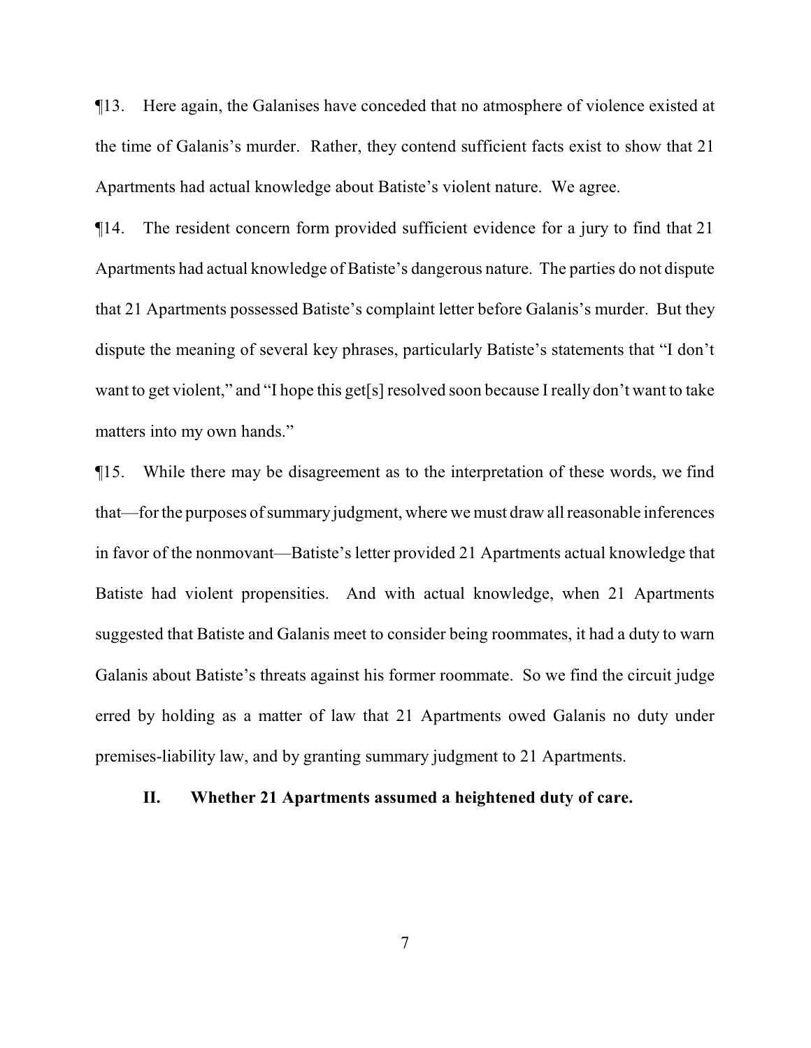¶13. Here again, the Galanises have conceded that no atmosphere of violence existed at the time of Galanis's murder. Rather, they contend sufficient facts exist to show that 21 Apartments had actual knowledge about Batiste's violent nature. We agree.

¶14. The resident concern form provided sufficient evidence for a jury to find that 21 Apartments had actual knowledge of Batiste's dangerous nature. The parties do not dispute that 21 Apartments possessed Batiste's complaint letter before Galanis's murder. But they dispute the meaning of several key phrases, particularly Batiste's statements that "I don't want to get violent," and "I hope this get[s] resolved soon because I really don't want to take matters into my own hands."

¶15. While there may be disagreement as to the interpretation of these words, we find that—for the purposes of summary judgment, where we must draw all reasonable inferences in favor of the nonmovant—Batiste's letter provided 21 Apartments actual knowledge that Batiste had violent propensities. And with actual knowledge, when 21 Apartments suggested that Batiste and Galanis meet to consider being roommates, it had a duty to warn Galanis about Batiste's threats against his former roommate. So we find the circuit judge erred by holding as a matter of law that 21 Apartments owed Galanis no duty under premises-liability law, and by granting summary judgment to 21 Apartments.

## II. Whether 21 Apartments assumed a heightened duty of care.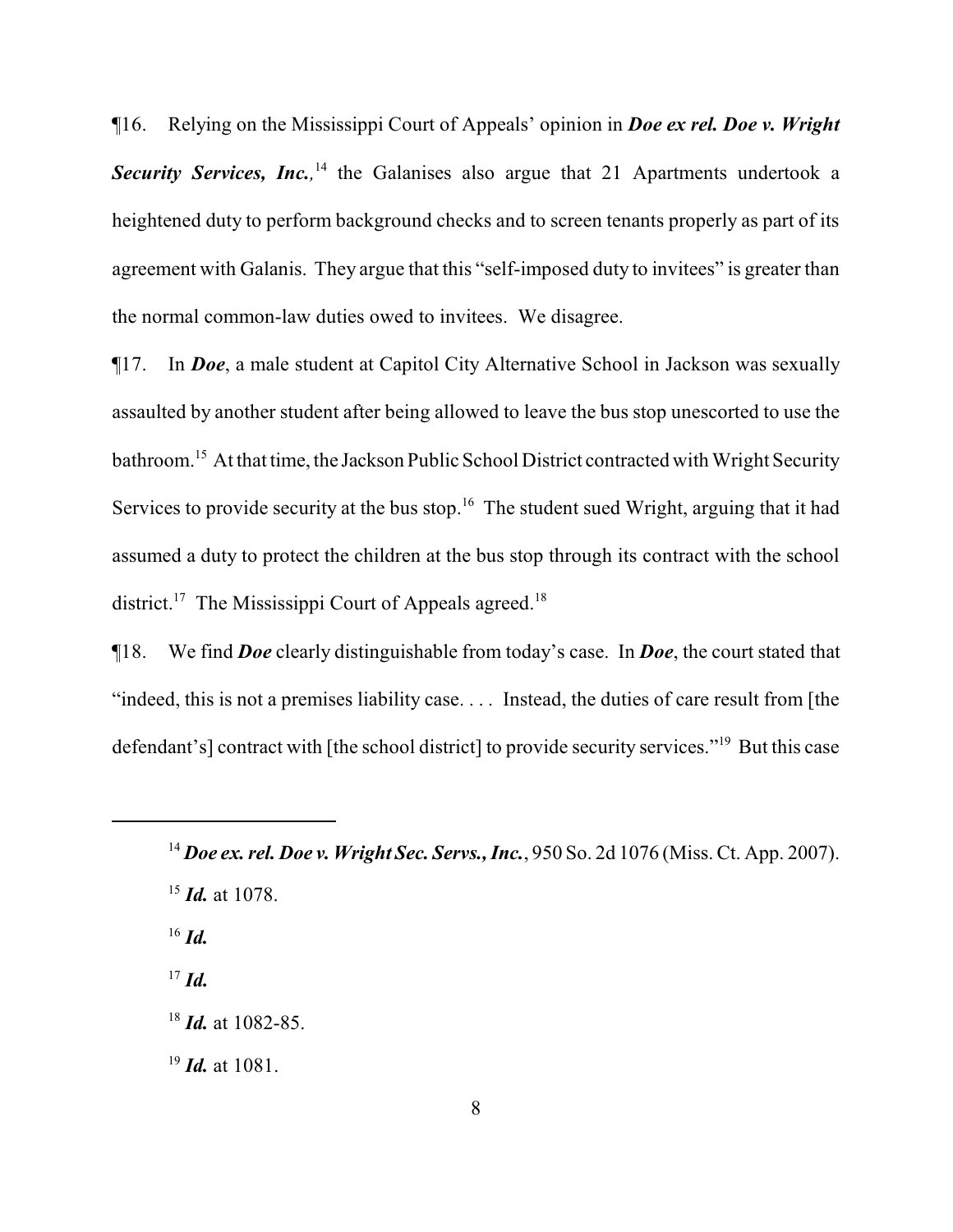¶16. Relying on the Mississippi Court of Appeals' opinion in ***Doe ex rel. Doe v. Wright Security Services, Inc.,***[14] the Galanises also argue that 21 Apartments undertook a heightened duty to perform background checks and to screen tenants properly as part of its agreement with Galanis. They argue that this "self-imposed duty to invitees" is greater than the normal common-law duties owed to invitees. We disagree.

¶17. In ***Doe***, a male student at Capitol City Alternative School in Jackson was sexually assaulted by another student after being allowed to leave the bus stop unescorted to use the bathroom.[15] At that time, the Jackson Public School District contracted with Wright Security Services to provide security at the bus stop.[16] The student sued Wright, arguing that it had assumed a duty to protect the children at the bus stop through its contract with the school district.[17] The Mississippi Court of Appeals agreed.[18]

¶18. We find ***Doe*** clearly distinguishable from today's case. In ***Doe***, the court stated that "indeed, this is not a premises liability case. . . . Instead, the duties of care result from [the defendant's] contract with [the school district] to provide security services."[19] But this case

---

[14] ***Doe ex. rel. Doe v. Wright Sec. Servs., Inc.***, 950 So. 2d 1076 (Miss. Ct. App. 2007).

[15] ***Id.*** at 1078.

[16] ***Id.***

[17] ***Id.***

[18] ***Id.*** at 1082-85.

[19] ***Id.*** at 1081.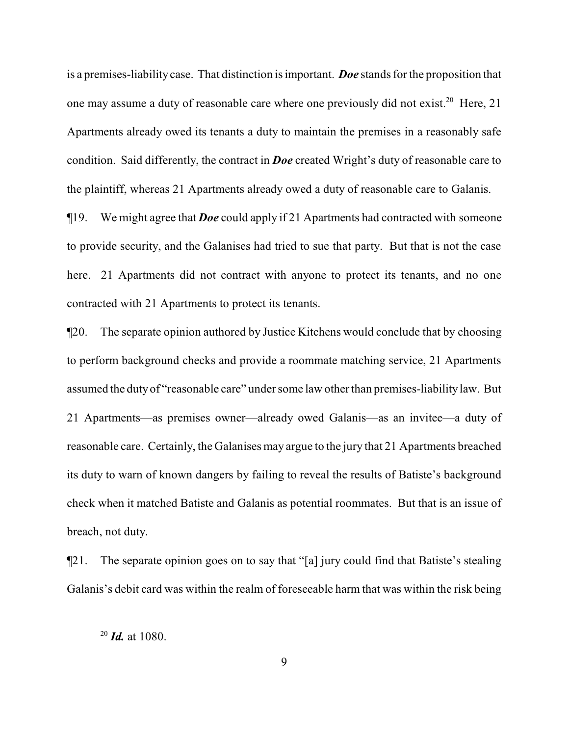is a premises-liability case. That distinction is important. ***Doe*** stands for the proposition that one may assume a duty of reasonable care where one previously did not exist.[20] Here, 21 Apartments already owed its tenants a duty to maintain the premises in a reasonably safe condition. Said differently, the contract in ***Doe*** created Wright's duty of reasonable care to the plaintiff, whereas 21 Apartments already owed a duty of reasonable care to Galanis.

¶19. We might agree that ***Doe*** could apply if 21 Apartments had contracted with someone to provide security, and the Galanises had tried to sue that party. But that is not the case here. 21 Apartments did not contract with anyone to protect its tenants, and no one contracted with 21 Apartments to protect its tenants.

¶20. The separate opinion authored by Justice Kitchens would conclude that by choosing to perform background checks and provide a roommate matching service, 21 Apartments assumed the duty of "reasonable care" under some law other than premises-liability law. But 21 Apartments—as premises owner—already owed Galanis—as an invitee—a duty of reasonable care. Certainly, the Galanises may argue to the jury that 21 Apartments breached its duty to warn of known dangers by failing to reveal the results of Batiste's background check when it matched Batiste and Galanis as potential roommates. But that is an issue of breach, not duty.

¶21. The separate opinion goes on to say that "[a] jury could find that Batiste's stealing Galanis's debit card was within the realm of foreseeable harm that was within the risk being

---

[20] ***Id.*** at 1080.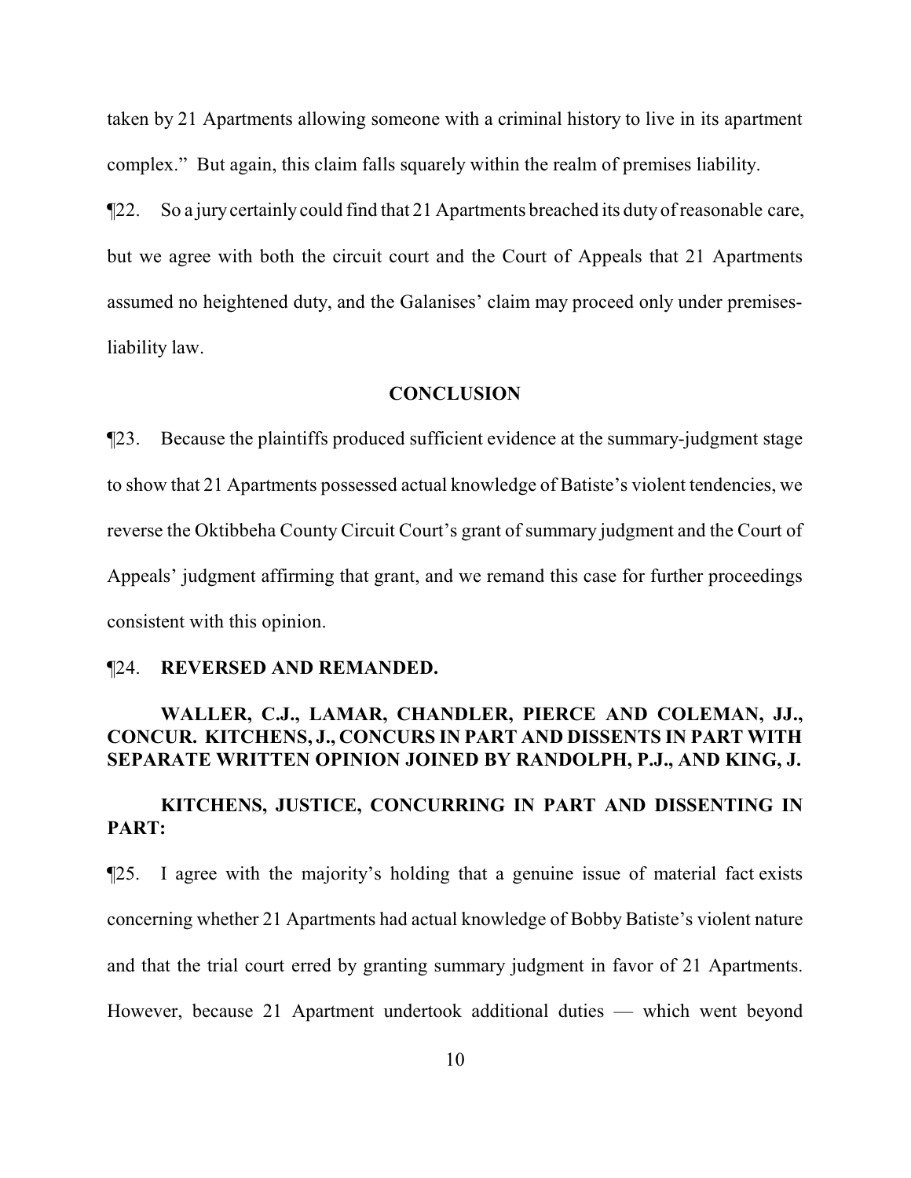taken by 21 Apartments allowing someone with a criminal history to live in its apartment complex." But again, this claim falls squarely within the realm of premises liability.

¶22. So a jury certainly could find that 21 Apartments breached its duty of reasonable care, but we agree with both the circuit court and the Court of Appeals that 21 Apartments assumed no heightened duty, and the Galanises' claim may proceed only under premises-liability law.

**CONCLUSION**

¶23. Because the plaintiffs produced sufficient evidence at the summary-judgment stage to show that 21 Apartments possessed actual knowledge of Batiste's violent tendencies, we reverse the Oktibbeha County Circuit Court's grant of summary judgment and the Court of Appeals' judgment affirming that grant, and we remand this case for further proceedings consistent with this opinion.

¶24. **REVERSED AND REMANDED.**

**WALLER, C.J., LAMAR, CHANDLER, PIERCE AND COLEMAN, JJ., CONCUR. KITCHENS, J., CONCURS IN PART AND DISSENTS IN PART WITH SEPARATE WRITTEN OPINION JOINED BY RANDOLPH, P.J., AND KING, J.**

**KITCHENS, JUSTICE, CONCURRING IN PART AND DISSENTING IN PART:**

¶25. I agree with the majority's holding that a genuine issue of material fact exists concerning whether 21 Apartments had actual knowledge of Bobby Batiste's violent nature and that the trial court erred by granting summary judgment in favor of 21 Apartments. However, because 21 Apartment undertook additional duties — which went beyond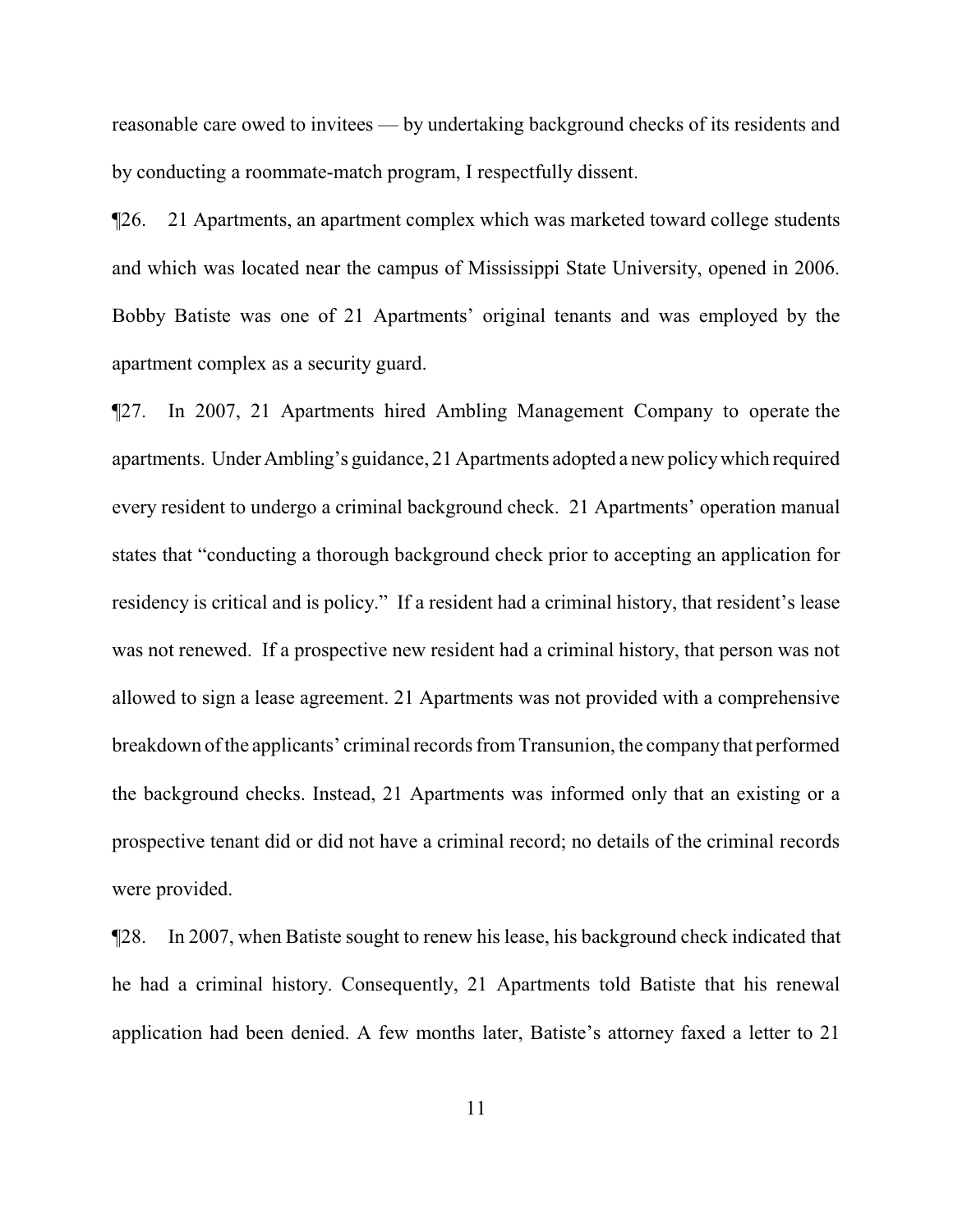reasonable care owed to invitees — by undertaking background checks of its residents and by conducting a roommate-match program, I respectfully dissent.

¶26. 21 Apartments, an apartment complex which was marketed toward college students and which was located near the campus of Mississippi State University, opened in 2006. Bobby Batiste was one of 21 Apartments' original tenants and was employed by the apartment complex as a security guard.

¶27. In 2007, 21 Apartments hired Ambling Management Company to operate the apartments. Under Ambling's guidance, 21 Apartments adopted a new policy which required every resident to undergo a criminal background check. 21 Apartments' operation manual states that "conducting a thorough background check prior to accepting an application for residency is critical and is policy." If a resident had a criminal history, that resident's lease was not renewed. If a prospective new resident had a criminal history, that person was not allowed to sign a lease agreement. 21 Apartments was not provided with a comprehensive breakdown of the applicants' criminal records from Transunion, the company that performed the background checks. Instead, 21 Apartments was informed only that an existing or a prospective tenant did or did not have a criminal record; no details of the criminal records were provided.

¶28. In 2007, when Batiste sought to renew his lease, his background check indicated that he had a criminal history. Consequently, 21 Apartments told Batiste that his renewal application had been denied. A few months later, Batiste's attorney faxed a letter to 21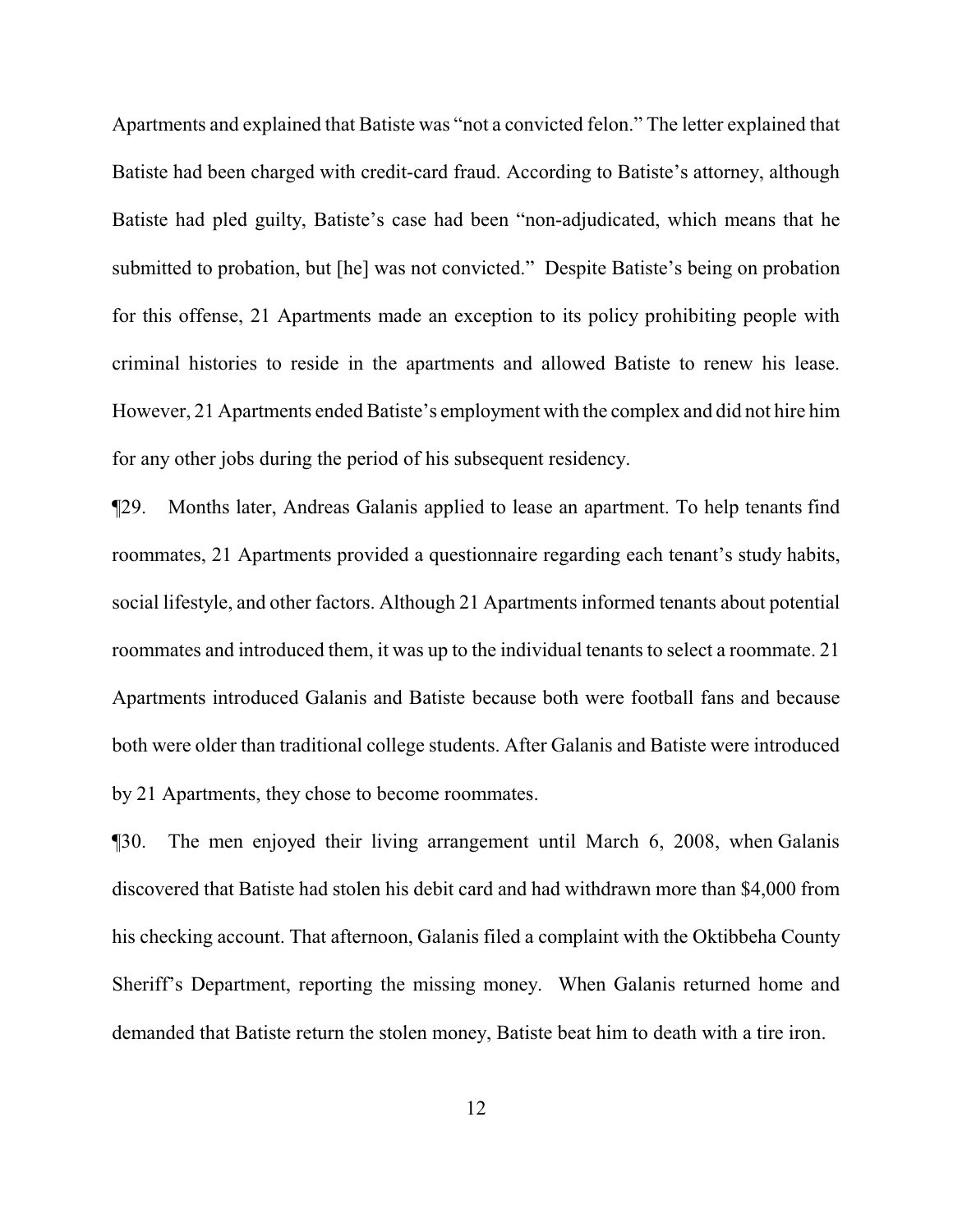Apartments and explained that Batiste was "not a convicted felon." The letter explained that Batiste had been charged with credit-card fraud. According to Batiste's attorney, although Batiste had pled guilty, Batiste's case had been "non-adjudicated, which means that he submitted to probation, but [he] was not convicted." Despite Batiste's being on probation for this offense, 21 Apartments made an exception to its policy prohibiting people with criminal histories to reside in the apartments and allowed Batiste to renew his lease. However, 21 Apartments ended Batiste's employment with the complex and did not hire him for any other jobs during the period of his subsequent residency.

¶29. Months later, Andreas Galanis applied to lease an apartment. To help tenants find roommates, 21 Apartments provided a questionnaire regarding each tenant's study habits, social lifestyle, and other factors. Although 21 Apartments informed tenants about potential roommates and introduced them, it was up to the individual tenants to select a roommate. 21 Apartments introduced Galanis and Batiste because both were football fans and because both were older than traditional college students. After Galanis and Batiste were introduced by 21 Apartments, they chose to become roommates.

¶30. The men enjoyed their living arrangement until March 6, 2008, when Galanis discovered that Batiste had stolen his debit card and had withdrawn more than $4,000 from his checking account. That afternoon, Galanis filed a complaint with the Oktibbeha County Sheriff's Department, reporting the missing money. When Galanis returned home and demanded that Batiste return the stolen money, Batiste beat him to death with a tire iron.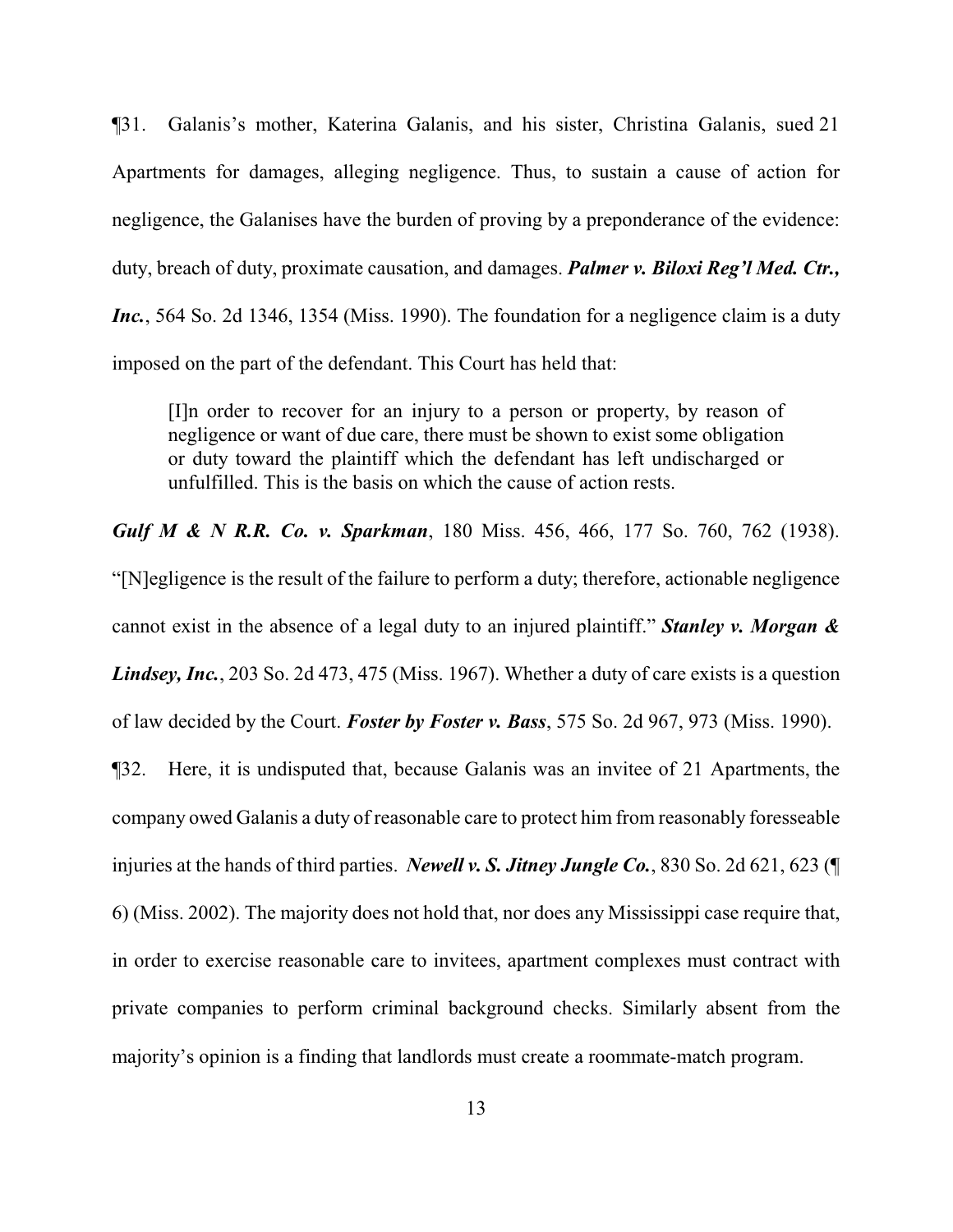¶31. Galanis's mother, Katerina Galanis, and his sister, Christina Galanis, sued 21 Apartments for damages, alleging negligence. Thus, to sustain a cause of action for negligence, the Galanises have the burden of proving by a preponderance of the evidence: duty, breach of duty, proximate causation, and damages. ***Palmer v. Biloxi Reg'l Med. Ctr., Inc.***, 564 So. 2d 1346, 1354 (Miss. 1990). The foundation for a negligence claim is a duty imposed on the part of the defendant. This Court has held that:

> [I]n order to recover for an injury to a person or property, by reason of negligence or want of due care, there must be shown to exist some obligation or duty toward the plaintiff which the defendant has left undischarged or unfulfilled. This is the basis on which the cause of action rests.

***Gulf M & N R.R. Co. v. Sparkman***, 180 Miss. 456, 466, 177 So. 760, 762 (1938). "[N]egligence is the result of the failure to perform a duty; therefore, actionable negligence cannot exist in the absence of a legal duty to an injured plaintiff." ***Stanley v. Morgan & Lindsey, Inc.***, 203 So. 2d 473, 475 (Miss. 1967). Whether a duty of care exists is a question of law decided by the Court. ***Foster by Foster v. Bass***, 575 So. 2d 967, 973 (Miss. 1990).

¶32. Here, it is undisputed that, because Galanis was an invitee of 21 Apartments, the company owed Galanis a duty of reasonable care to protect him from reasonably foresseable injuries at the hands of third parties. ***Newell v. S. Jitney Jungle Co.***, 830 So. 2d 621, 623 (¶ 6) (Miss. 2002). The majority does not hold that, nor does any Mississippi case require that, in order to exercise reasonable care to invitees, apartment complexes must contract with private companies to perform criminal background checks. Similarly absent from the majority's opinion is a finding that landlords must create a roommate-match program.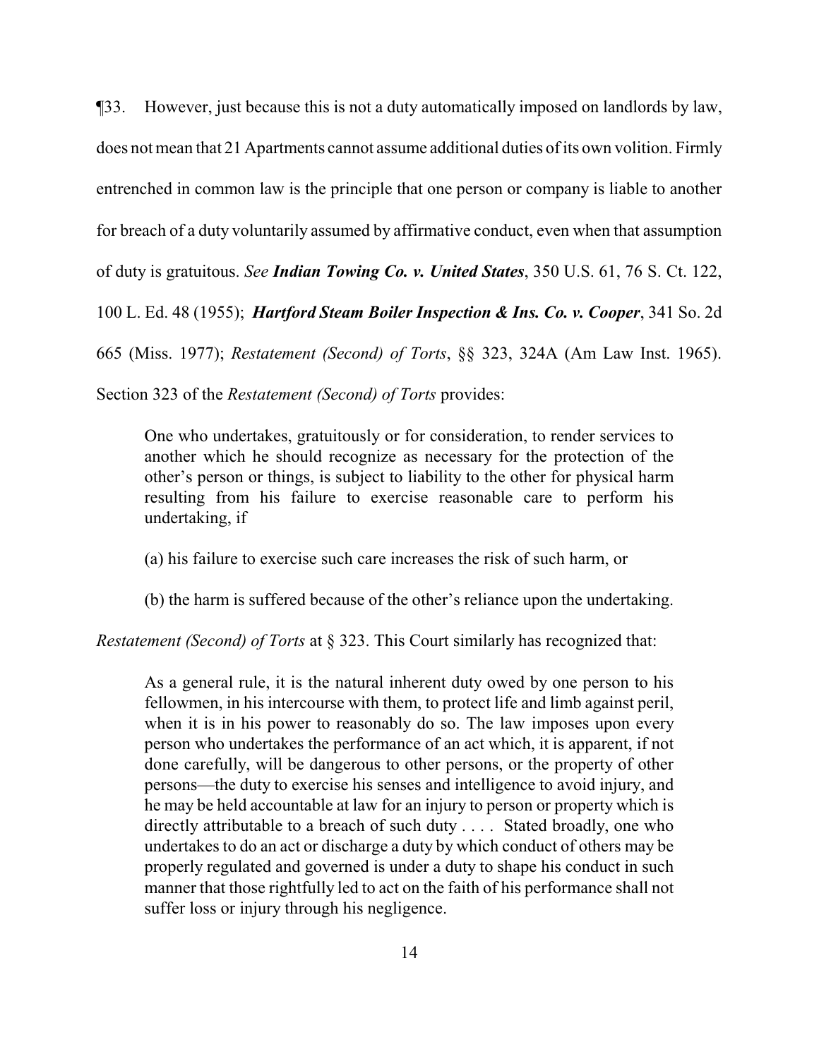¶33. However, just because this is not a duty automatically imposed on landlords by law, does not mean that 21 Apartments cannot assume additional duties of its own volition. Firmly entrenched in common law is the principle that one person or company is liable to another for breach of a duty voluntarily assumed by affirmative conduct, even when that assumption of duty is gratuitous. *See* ***Indian Towing Co. v. United States***, 350 U.S. 61, 76 S. Ct. 122, 100 L. Ed. 48 (1955); ***Hartford Steam Boiler Inspection & Ins. Co. v. Cooper***, 341 So. 2d 665 (Miss. 1977); *Restatement (Second) of Torts*, §§ 323, 324A (Am Law Inst. 1965). Section 323 of the *Restatement (Second) of Torts* provides:

> One who undertakes, gratuitously or for consideration, to render services to another which he should recognize as necessary for the protection of the other's person or things, is subject to liability to the other for physical harm resulting from his failure to exercise reasonable care to perform his undertaking, if
>
> (a) his failure to exercise such care increases the risk of such harm, or
>
> (b) the harm is suffered because of the other's reliance upon the undertaking.

*Restatement (Second) of Torts* at § 323. This Court similarly has recognized that:

> As a general rule, it is the natural inherent duty owed by one person to his fellowmen, in his intercourse with them, to protect life and limb against peril, when it is in his power to reasonably do so. The law imposes upon every person who undertakes the performance of an act which, it is apparent, if not done carefully, will be dangerous to other persons, or the property of other persons—the duty to exercise his senses and intelligence to avoid injury, and he may be held accountable at law for an injury to person or property which is directly attributable to a breach of such duty . . . . Stated broadly, one who undertakes to do an act or discharge a duty by which conduct of others may be properly regulated and governed is under a duty to shape his conduct in such manner that those rightfully led to act on the faith of his performance shall not suffer loss or injury through his negligence.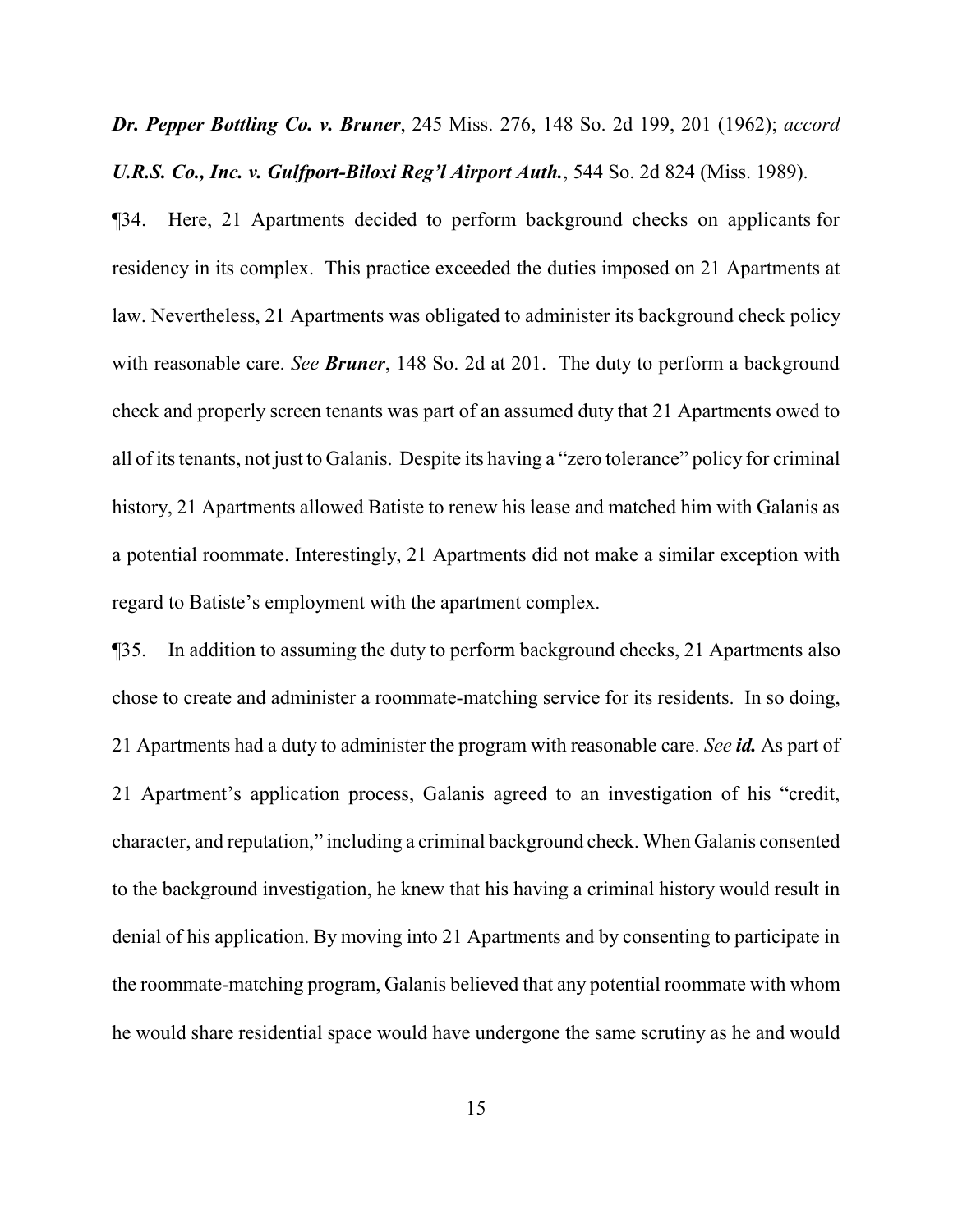***Dr. Pepper Bottling Co. v. Bruner***, 245 Miss. 276, 148 So. 2d 199, 201 (1962); *accord* ***U.R.S. Co., Inc. v. Gulfport-Biloxi Reg'l Airport Auth.***, 544 So. 2d 824 (Miss. 1989).

¶34. Here, 21 Apartments decided to perform background checks on applicants for residency in its complex. This practice exceeded the duties imposed on 21 Apartments at law. Nevertheless, 21 Apartments was obligated to administer its background check policy with reasonable care. *See* ***Bruner***, 148 So. 2d at 201. The duty to perform a background check and properly screen tenants was part of an assumed duty that 21 Apartments owed to all of its tenants, not just to Galanis. Despite its having a "zero tolerance" policy for criminal history, 21 Apartments allowed Batiste to renew his lease and matched him with Galanis as a potential roommate. Interestingly, 21 Apartments did not make a similar exception with regard to Batiste's employment with the apartment complex.

¶35. In addition to assuming the duty to perform background checks, 21 Apartments also chose to create and administer a roommate-matching service for its residents. In so doing, 21 Apartments had a duty to administer the program with reasonable care. *See* ***id.*** As part of 21 Apartment's application process, Galanis agreed to an investigation of his "credit, character, and reputation," including a criminal background check. When Galanis consented to the background investigation, he knew that his having a criminal history would result in denial of his application. By moving into 21 Apartments and by consenting to participate in the roommate-matching program, Galanis believed that any potential roommate with whom he would share residential space would have undergone the same scrutiny as he and would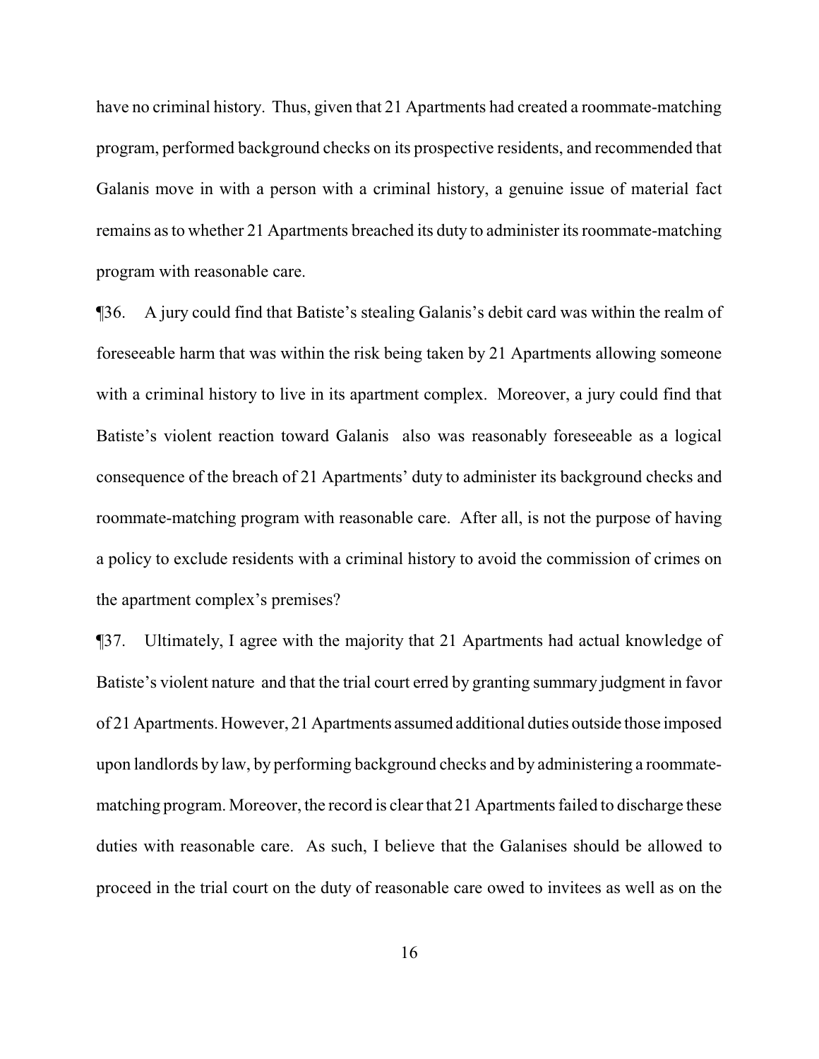have no criminal history. Thus, given that 21 Apartments had created a roommate-matching program, performed background checks on its prospective residents, and recommended that Galanis move in with a person with a criminal history, a genuine issue of material fact remains as to whether 21 Apartments breached its duty to administer its roommate-matching program with reasonable care.

¶36. A jury could find that Batiste's stealing Galanis's debit card was within the realm of foreseeable harm that was within the risk being taken by 21 Apartments allowing someone with a criminal history to live in its apartment complex. Moreover, a jury could find that Batiste's violent reaction toward Galanis also was reasonably foreseeable as a logical consequence of the breach of 21 Apartments' duty to administer its background checks and roommate-matching program with reasonable care. After all, is not the purpose of having a policy to exclude residents with a criminal history to avoid the commission of crimes on the apartment complex's premises?

¶37. Ultimately, I agree with the majority that 21 Apartments had actual knowledge of Batiste's violent nature and that the trial court erred by granting summary judgment in favor of 21 Apartments. However, 21 Apartments assumed additional duties outside those imposed upon landlords by law, by performing background checks and by administering a roommate-matching program. Moreover, the record is clear that 21 Apartments failed to discharge these duties with reasonable care. As such, I believe that the Galanises should be allowed to proceed in the trial court on the duty of reasonable care owed to invitees as well as on the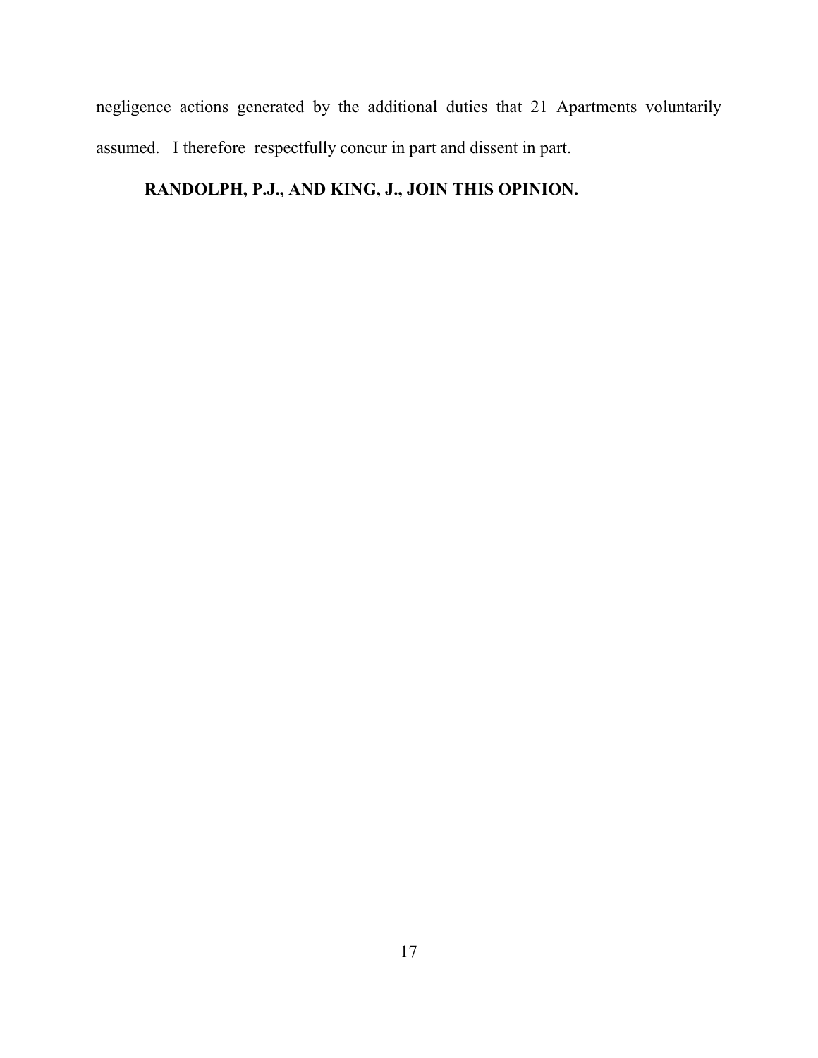negligence actions generated by the additional duties that 21 Apartments voluntarily assumed. I therefore respectfully concur in part and dissent in part.

**RANDOLPH, P.J., AND KING, J., JOIN THIS OPINION.**